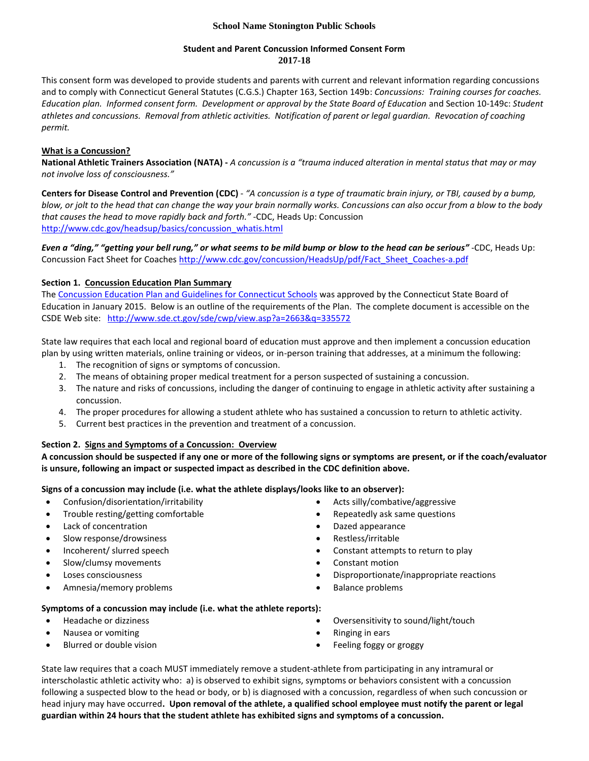**School Name Stonington Public Schools**

**Student and Parent Concussion Informed Consent Form**
**2017-18**

This consent form was developed to provide students and parents with current and relevant information regarding concussions and to comply with Connecticut General Statutes (C.G.S.) Chapter 163, Section 149b: *Concussions: Training courses for coaches. Education plan. Informed consent form. Development or approval by the State Board of Education* and Section 10-149c: *Student athletes and concussions. Removal from athletic activities. Notification of parent or legal guardian. Revocation of coaching permit.*

**What is a Concussion?**

**National Athletic Trainers Association (NATA) -** *A concussion is a "trauma induced alteration in mental status that may or may not involve loss of consciousness."*

**Centers for Disease Control and Prevention (CDC)** - *"A concussion is a type of traumatic brain injury, or TBI, caused by a bump, blow, or jolt to the head that can change the way your brain normally works. Concussions can also occur from a blow to the body that causes the head to move rapidly back and forth."* -CDC, Heads Up: Concussion http://www.cdc.gov/headsup/basics/concussion_whatis.html

***Even a "ding," "getting your bell rung," or what seems to be mild bump or blow to the head can be serious"*** -CDC, Heads Up: Concussion Fact Sheet for Coaches http://www.cdc.gov/concussion/HeadsUp/pdf/Fact_Sheet_Coaches-a.pdf

**Section 1. Concussion Education Plan Summary**

The Concussion Education Plan and Guidelines for Connecticut Schools was approved by the Connecticut State Board of Education in January 2015. Below is an outline of the requirements of the Plan. The complete document is accessible on the CSDE Web site: http://www.sde.ct.gov/sde/cwp/view.asp?a=2663&q=335572

State law requires that each local and regional board of education must approve and then implement a concussion education plan by using written materials, online training or videos, or in-person training that addresses, at a minimum the following:

1. The recognition of signs or symptoms of concussion.
2. The means of obtaining proper medical treatment for a person suspected of sustaining a concussion.
3. The nature and risks of concussions, including the danger of continuing to engage in athletic activity after sustaining a concussion.
4. The proper procedures for allowing a student athlete who has sustained a concussion to return to athletic activity.
5. Current best practices in the prevention and treatment of a concussion.

**Section 2. Signs and Symptoms of a Concussion: Overview**

**A concussion should be suspected if any one or more of the following signs or symptoms are present, or if the coach/evaluator is unsure, following an impact or suspected impact as described in the CDC definition above.**

**Signs of a concussion may include (i.e. what the athlete displays/looks like to an observer):**

- Confusion/disorientation/irritability
- Trouble resting/getting comfortable
- Lack of concentration
- Slow response/drowsiness
- Incoherent/ slurred speech
- Slow/clumsy movements
- Loses consciousness
- Amnesia/memory problems
- Acts silly/combative/aggressive
- Repeatedly ask same questions
- Dazed appearance
- Restless/irritable
- Constant attempts to return to play
- Constant motion
- Disproportionate/inappropriate reactions
- Balance problems

**Symptoms of a concussion may include (i.e. what the athlete reports):**

- Headache or dizziness
- Nausea or vomiting
- Blurred or double vision
- Oversensitivity to sound/light/touch
- Ringing in ears
- Feeling foggy or groggy

State law requires that a coach MUST immediately remove a student-athlete from participating in any intramural or interscholastic athletic activity who: a) is observed to exhibit signs, symptoms or behaviors consistent with a concussion following a suspected blow to the head or body, or b) is diagnosed with a concussion, regardless of when such concussion or head injury may have occurred**. Upon removal of the athlete, a qualified school employee must notify the parent or legal guardian within 24 hours that the student athlete has exhibited signs and symptoms of a concussion.**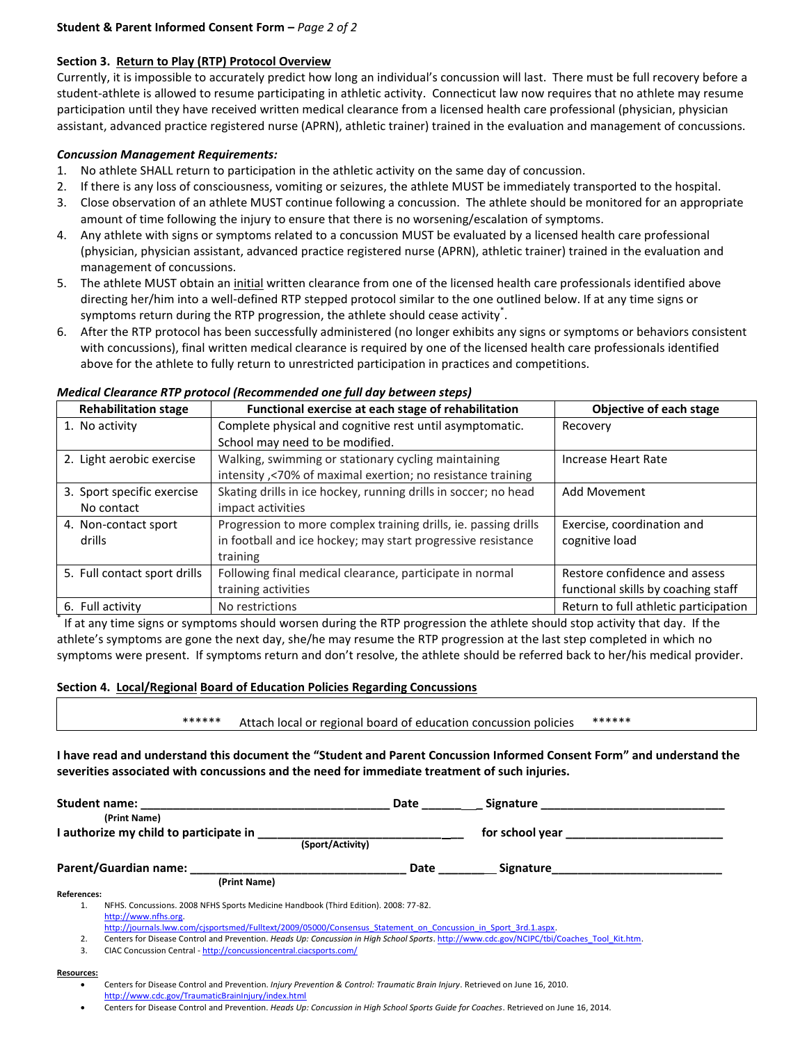**Student & Parent Informed Consent Form –** *Page 2 of 2*

### Section 3. Return to Play (RTP) Protocol Overview

Currently, it is impossible to accurately predict how long an individual's concussion will last. There must be full recovery before a student-athlete is allowed to resume participating in athletic activity. Connecticut law now requires that no athlete may resume participation until they have received written medical clearance from a licensed health care professional (physician, physician assistant, advanced practice registered nurse (APRN), athletic trainer) trained in the evaluation and management of concussions.

***Concussion Management Requirements:***

1. No athlete SHALL return to participation in the athletic activity on the same day of concussion.
2. If there is any loss of consciousness, vomiting or seizures, the athlete MUST be immediately transported to the hospital.
3. Close observation of an athlete MUST continue following a concussion. The athlete should be monitored for an appropriate amount of time following the injury to ensure that there is no worsening/escalation of symptoms.
4. Any athlete with signs or symptoms related to a concussion MUST be evaluated by a licensed health care professional (physician, physician assistant, advanced practice registered nurse (APRN), athletic trainer) trained in the evaluation and management of concussions.
5. The athlete MUST obtain an initial written clearance from one of the licensed health care professionals identified above directing her/him into a well-defined RTP stepped protocol similar to the one outlined below. If at any time signs or symptoms return during the RTP progression, the athlete should cease activity*.
6. After the RTP protocol has been successfully administered (no longer exhibits any signs or symptoms or behaviors consistent with concussions), final written medical clearance is required by one of the licensed health care professionals identified above for the athlete to fully return to unrestricted participation in practices and competitions.

***Medical Clearance RTP protocol (Recommended one full day between steps)***

| Rehabilitation stage | Functional exercise at each stage of rehabilitation | Objective of each stage |
|---|---|---|
| 1. No activity | Complete physical and cognitive rest until asymptomatic. School may need to be modified. | Recovery |
| 2. Light aerobic exercise | Walking, swimming or stationary cycling maintaining intensity ,<70% of maximal exertion; no resistance training | Increase Heart Rate |
| 3. Sport specific exercise No contact | Skating drills in ice hockey, running drills in soccer; no head impact activities | Add Movement |
| 4. Non-contact sport drills | Progression to more complex training drills, ie. passing drills in football and ice hockey; may start progressive resistance training | Exercise, coordination and cognitive load |
| 5. Full contact sport drills | Following final medical clearance, participate in normal training activities | Restore confidence and assess functional skills by coaching staff |
| 6. Full activity | No restrictions | Return to full athletic participation |

* If at any time signs or symptoms should worsen during the RTP progression the athlete should stop activity that day. If the athlete's symptoms are gone the next day, she/he may resume the RTP progression at the last step completed in which no symptoms were present. If symptoms return and don't resolve, the athlete should be referred back to her/his medical provider.

### Section 4. Local/Regional Board of Education Policies Regarding Concussions

****** Attach local or regional board of education concussion policies ******

**I have read and understand this document the "Student and Parent Concussion Informed Consent Form" and understand the severities associated with concussions and the need for immediate treatment of such injuries.**

**Student name:** ____________________________________ **Date** ________ **Signature** ___________________________
**(Print Name)**

**I authorize my child to participate in** ________________________________ **for school year** ________________________
**(Sport/Activity)**

**Parent/Guardian name:** ________________________________ **Date** ________ **Signature**_________________________
**(Print Name)**

**References:**

1. NFHS. Concussions. 2008 NFHS Sports Medicine Handbook (Third Edition). 2008: 77-82. http://www.nfhs.org. http://journals.lww.com/cjsportsmed/Fulltext/2009/05000/Consensus_Statement_on_Concussion_in_Sport_3rd.1.aspx.
2. Centers for Disease Control and Prevention. *Heads Up: Concussion in High School Sports*. http://www.cdc.gov/NCIPC/tbi/Coaches_Tool_Kit.htm.
3. CIAC Concussion Central - http://concussioncentral.ciacsports.com/

**Resources:**

- Centers for Disease Control and Prevention. *Injury Prevention & Control: Traumatic Brain Injury*. Retrieved on June 16, 2010. http://www.cdc.gov/TraumaticBrainInjury/index.html
- Centers for Disease Control and Prevention. *Heads Up: Concussion in High School Sports Guide for Coaches*. Retrieved on June 16, 2014.